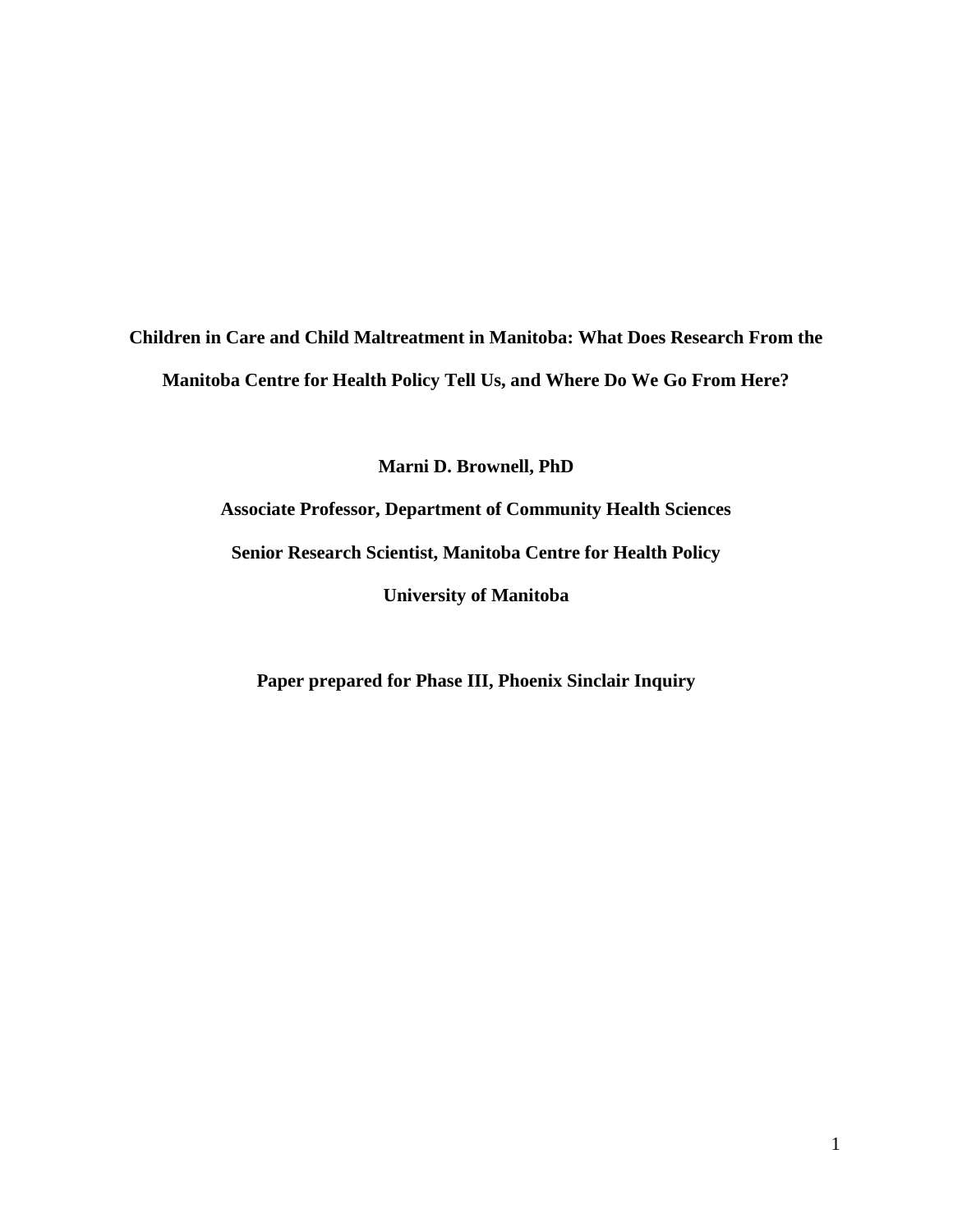# Children in Care and Child Maltreatment in Manitoba: What Does Research From the Manitoba Centre for Health Policy Tell Us, and Where Do We Go From Here?

**Marni D. Brownell, PhD**

**Associate Professor, Department of Community Health Sciences**

**Senior Research Scientist, Manitoba Centre for Health Policy**

**University of Manitoba**

**Paper prepared for Phase III, Phoenix Sinclair Inquiry**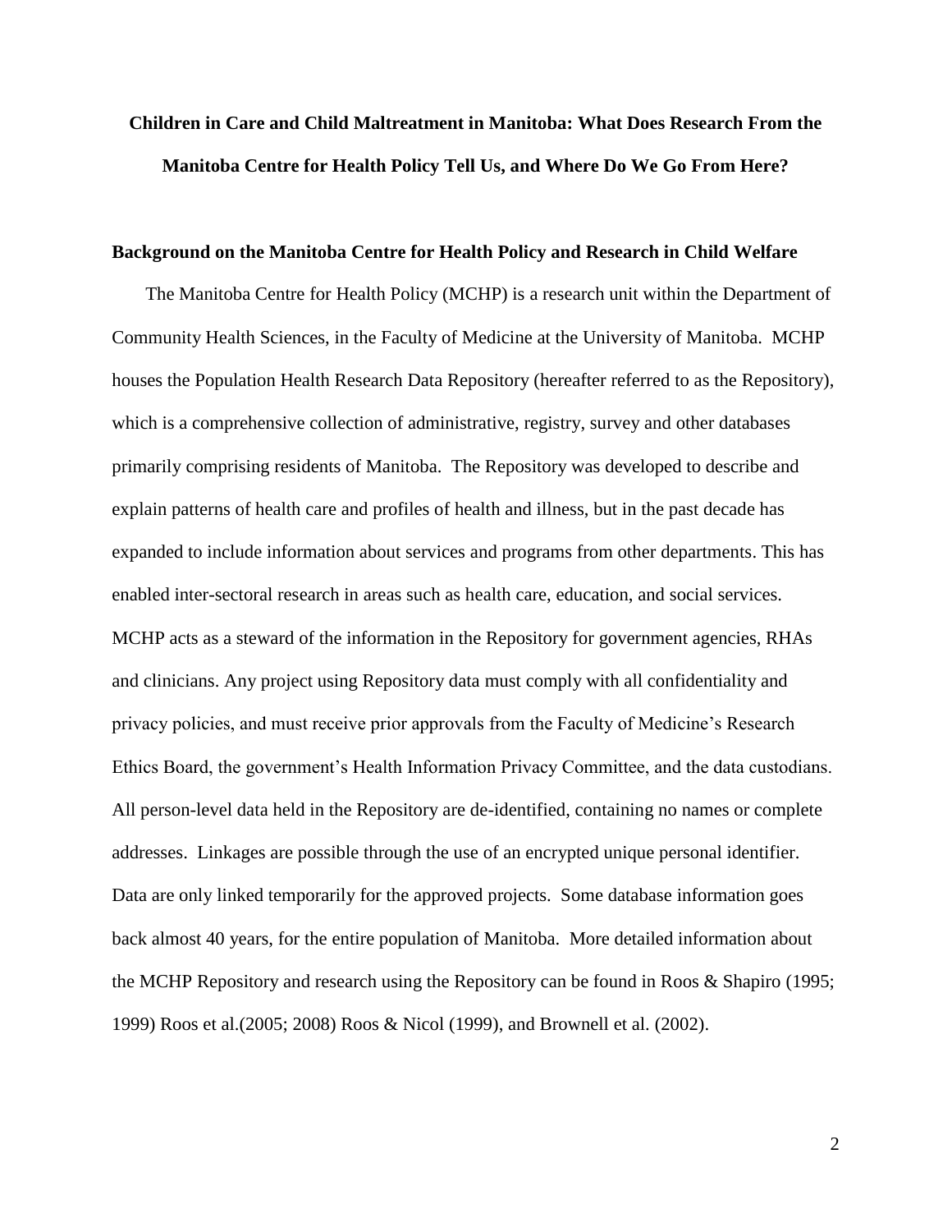# Children in Care and Child Maltreatment in Manitoba: What Does Research From the Manitoba Centre for Health Policy Tell Us, and Where Do We Go From Here?

## Background on the Manitoba Centre for Health Policy and Research in Child Welfare

The Manitoba Centre for Health Policy (MCHP) is a research unit within the Department of Community Health Sciences, in the Faculty of Medicine at the University of Manitoba. MCHP houses the Population Health Research Data Repository (hereafter referred to as the Repository), which is a comprehensive collection of administrative, registry, survey and other databases primarily comprising residents of Manitoba. The Repository was developed to describe and explain patterns of health care and profiles of health and illness, but in the past decade has expanded to include information about services and programs from other departments. This has enabled inter-sectoral research in areas such as health care, education, and social services. MCHP acts as a steward of the information in the Repository for government agencies, RHAs and clinicians. Any project using Repository data must comply with all confidentiality and privacy policies, and must receive prior approvals from the Faculty of Medicine's Research Ethics Board, the government's Health Information Privacy Committee, and the data custodians. All person-level data held in the Repository are de-identified, containing no names or complete addresses. Linkages are possible through the use of an encrypted unique personal identifier. Data are only linked temporarily for the approved projects. Some database information goes back almost 40 years, for the entire population of Manitoba. More detailed information about the MCHP Repository and research using the Repository can be found in Roos & Shapiro (1995; 1999) Roos et al.(2005; 2008) Roos & Nicol (1999), and Brownell et al. (2002).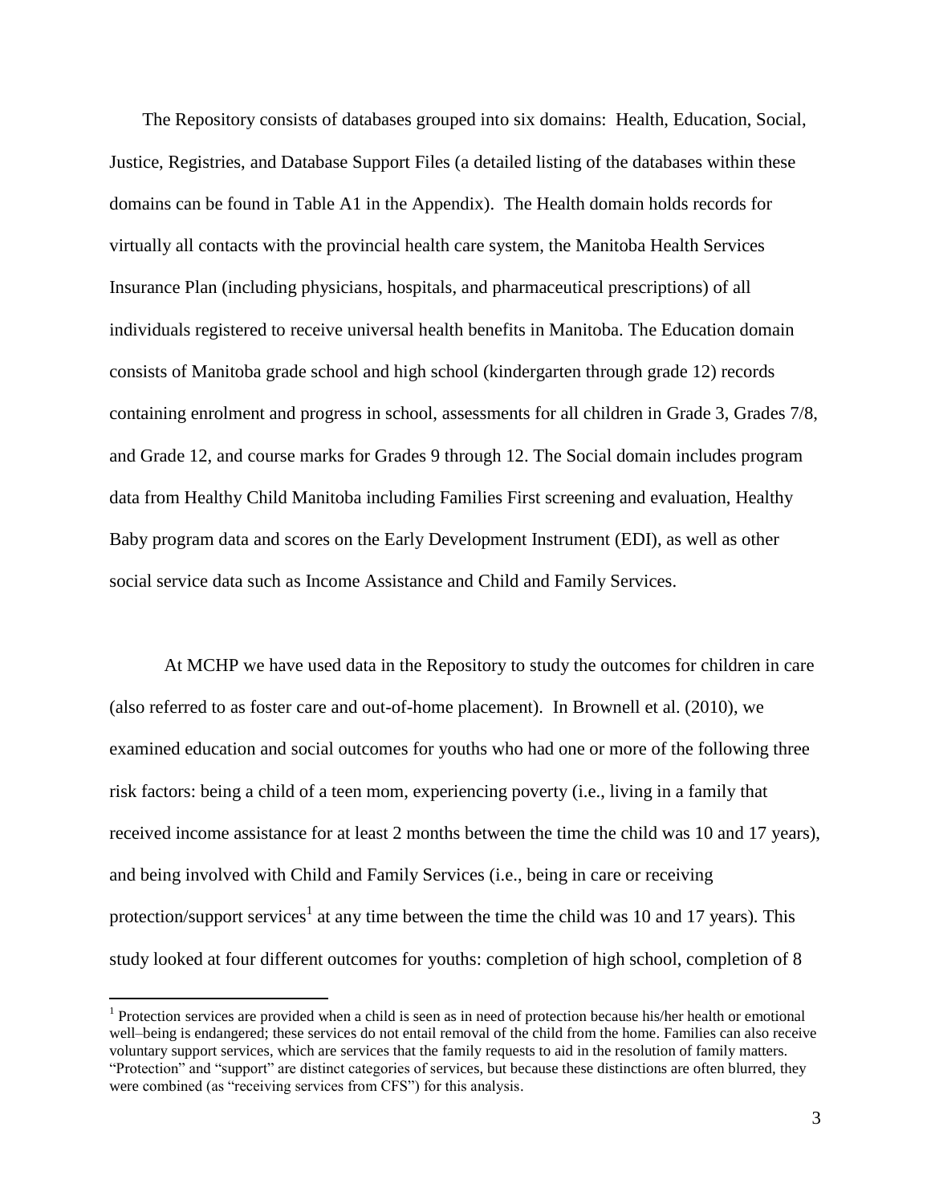The Repository consists of databases grouped into six domains: Health, Education, Social, Justice, Registries, and Database Support Files (a detailed listing of the databases within these domains can be found in Table A1 in the Appendix). The Health domain holds records for virtually all contacts with the provincial health care system, the Manitoba Health Services Insurance Plan (including physicians, hospitals, and pharmaceutical prescriptions) of all individuals registered to receive universal health benefits in Manitoba. The Education domain consists of Manitoba grade school and high school (kindergarten through grade 12) records containing enrolment and progress in school, assessments for all children in Grade 3, Grades 7/8, and Grade 12, and course marks for Grades 9 through 12. The Social domain includes program data from Healthy Child Manitoba including Families First screening and evaluation, Healthy Baby program data and scores on the Early Development Instrument (EDI), as well as other social service data such as Income Assistance and Child and Family Services.

At MCHP we have used data in the Repository to study the outcomes for children in care (also referred to as foster care and out-of-home placement). In Brownell et al. (2010), we examined education and social outcomes for youths who had one or more of the following three risk factors: being a child of a teen mom, experiencing poverty (i.e., living in a family that received income assistance for at least 2 months between the time the child was 10 and 17 years), and being involved with Child and Family Services (i.e., being in care or receiving protection/support services[1] at any time between the time the child was 10 and 17 years). This study looked at four different outcomes for youths: completion of high school, completion of 8

---

[1] Protection services are provided when a child is seen as in need of protection because his/her health or emotional well–being is endangered; these services do not entail removal of the child from the home. Families can also receive voluntary support services, which are services that the family requests to aid in the resolution of family matters. "Protection" and "support" are distinct categories of services, but because these distinctions are often blurred, they were combined (as "receiving services from CFS") for this analysis.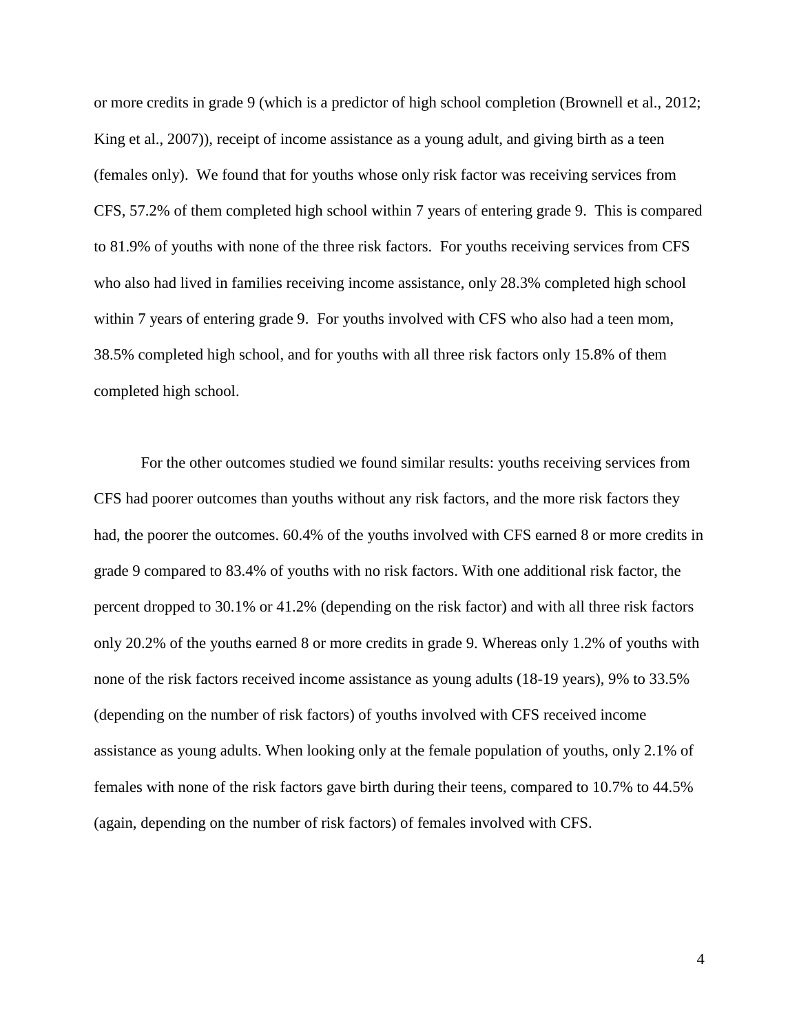or more credits in grade 9 (which is a predictor of high school completion (Brownell et al., 2012; King et al., 2007)), receipt of income assistance as a young adult, and giving birth as a teen (females only). We found that for youths whose only risk factor was receiving services from CFS, 57.2% of them completed high school within 7 years of entering grade 9. This is compared to 81.9% of youths with none of the three risk factors. For youths receiving services from CFS who also had lived in families receiving income assistance, only 28.3% completed high school within 7 years of entering grade 9. For youths involved with CFS who also had a teen mom, 38.5% completed high school, and for youths with all three risk factors only 15.8% of them completed high school.

For the other outcomes studied we found similar results: youths receiving services from CFS had poorer outcomes than youths without any risk factors, and the more risk factors they had, the poorer the outcomes. 60.4% of the youths involved with CFS earned 8 or more credits in grade 9 compared to 83.4% of youths with no risk factors. With one additional risk factor, the percent dropped to 30.1% or 41.2% (depending on the risk factor) and with all three risk factors only 20.2% of the youths earned 8 or more credits in grade 9. Whereas only 1.2% of youths with none of the risk factors received income assistance as young adults (18-19 years), 9% to 33.5% (depending on the number of risk factors) of youths involved with CFS received income assistance as young adults. When looking only at the female population of youths, only 2.1% of females with none of the risk factors gave birth during their teens, compared to 10.7% to 44.5% (again, depending on the number of risk factors) of females involved with CFS.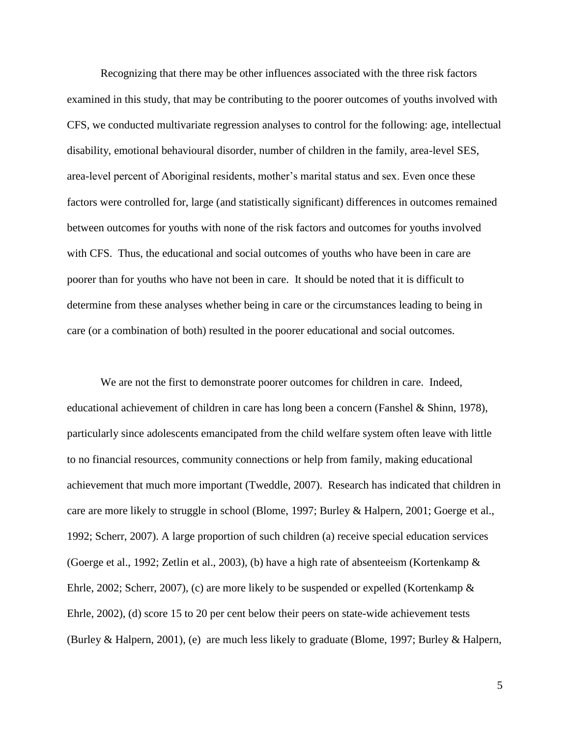Recognizing that there may be other influences associated with the three risk factors examined in this study, that may be contributing to the poorer outcomes of youths involved with CFS, we conducted multivariate regression analyses to control for the following: age, intellectual disability, emotional behavioural disorder, number of children in the family, area-level SES, area-level percent of Aboriginal residents, mother's marital status and sex. Even once these factors were controlled for, large (and statistically significant) differences in outcomes remained between outcomes for youths with none of the risk factors and outcomes for youths involved with CFS. Thus, the educational and social outcomes of youths who have been in care are poorer than for youths who have not been in care. It should be noted that it is difficult to determine from these analyses whether being in care or the circumstances leading to being in care (or a combination of both) resulted in the poorer educational and social outcomes.

We are not the first to demonstrate poorer outcomes for children in care. Indeed, educational achievement of children in care has long been a concern (Fanshel & Shinn, 1978), particularly since adolescents emancipated from the child welfare system often leave with little to no financial resources, community connections or help from family, making educational achievement that much more important (Tweddle, 2007). Research has indicated that children in care are more likely to struggle in school (Blome, 1997; Burley & Halpern, 2001; Goerge et al., 1992; Scherr, 2007). A large proportion of such children (a) receive special education services (Goerge et al., 1992; Zetlin et al., 2003), (b) have a high rate of absenteeism (Kortenkamp & Ehrle, 2002; Scherr, 2007), (c) are more likely to be suspended or expelled (Kortenkamp & Ehrle, 2002), (d) score 15 to 20 per cent below their peers on state-wide achievement tests (Burley & Halpern, 2001), (e) are much less likely to graduate (Blome, 1997; Burley & Halpern,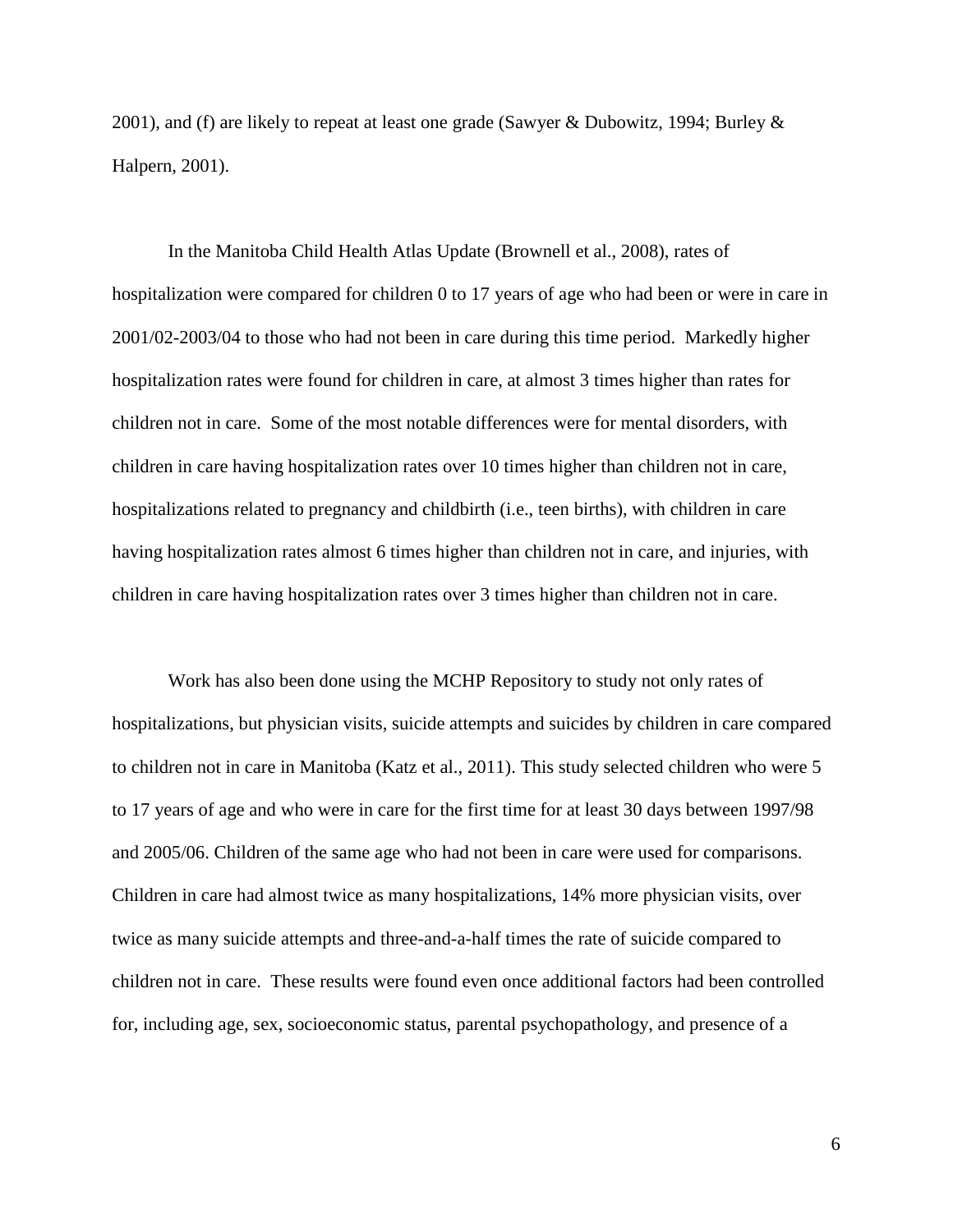2001), and (f) are likely to repeat at least one grade (Sawyer & Dubowitz, 1994; Burley & Halpern, 2001).

In the Manitoba Child Health Atlas Update (Brownell et al., 2008), rates of hospitalization were compared for children 0 to 17 years of age who had been or were in care in 2001/02-2003/04 to those who had not been in care during this time period. Markedly higher hospitalization rates were found for children in care, at almost 3 times higher than rates for children not in care. Some of the most notable differences were for mental disorders, with children in care having hospitalization rates over 10 times higher than children not in care, hospitalizations related to pregnancy and childbirth (i.e., teen births), with children in care having hospitalization rates almost 6 times higher than children not in care, and injuries, with children in care having hospitalization rates over 3 times higher than children not in care.

Work has also been done using the MCHP Repository to study not only rates of hospitalizations, but physician visits, suicide attempts and suicides by children in care compared to children not in care in Manitoba (Katz et al., 2011). This study selected children who were 5 to 17 years of age and who were in care for the first time for at least 30 days between 1997/98 and 2005/06. Children of the same age who had not been in care were used for comparisons. Children in care had almost twice as many hospitalizations, 14% more physician visits, over twice as many suicide attempts and three-and-a-half times the rate of suicide compared to children not in care. These results were found even once additional factors had been controlled for, including age, sex, socioeconomic status, parental psychopathology, and presence of a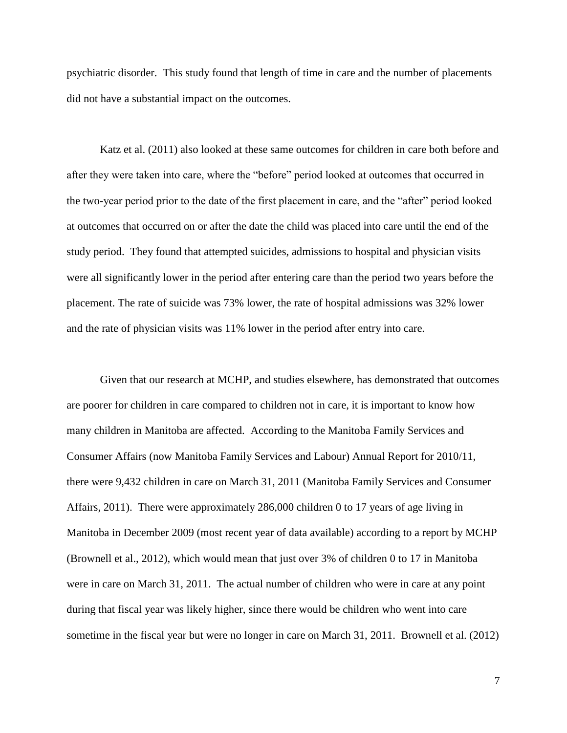psychiatric disorder. This study found that length of time in care and the number of placements did not have a substantial impact on the outcomes.

Katz et al. (2011) also looked at these same outcomes for children in care both before and after they were taken into care, where the "before" period looked at outcomes that occurred in the two-year period prior to the date of the first placement in care, and the "after" period looked at outcomes that occurred on or after the date the child was placed into care until the end of the study period. They found that attempted suicides, admissions to hospital and physician visits were all significantly lower in the period after entering care than the period two years before the placement. The rate of suicide was 73% lower, the rate of hospital admissions was 32% lower and the rate of physician visits was 11% lower in the period after entry into care.

Given that our research at MCHP, and studies elsewhere, has demonstrated that outcomes are poorer for children in care compared to children not in care, it is important to know how many children in Manitoba are affected. According to the Manitoba Family Services and Consumer Affairs (now Manitoba Family Services and Labour) Annual Report for 2010/11, there were 9,432 children in care on March 31, 2011 (Manitoba Family Services and Consumer Affairs, 2011). There were approximately 286,000 children 0 to 17 years of age living in Manitoba in December 2009 (most recent year of data available) according to a report by MCHP (Brownell et al., 2012), which would mean that just over 3% of children 0 to 17 in Manitoba were in care on March 31, 2011. The actual number of children who were in care at any point during that fiscal year was likely higher, since there would be children who went into care sometime in the fiscal year but were no longer in care on March 31, 2011. Brownell et al. (2012)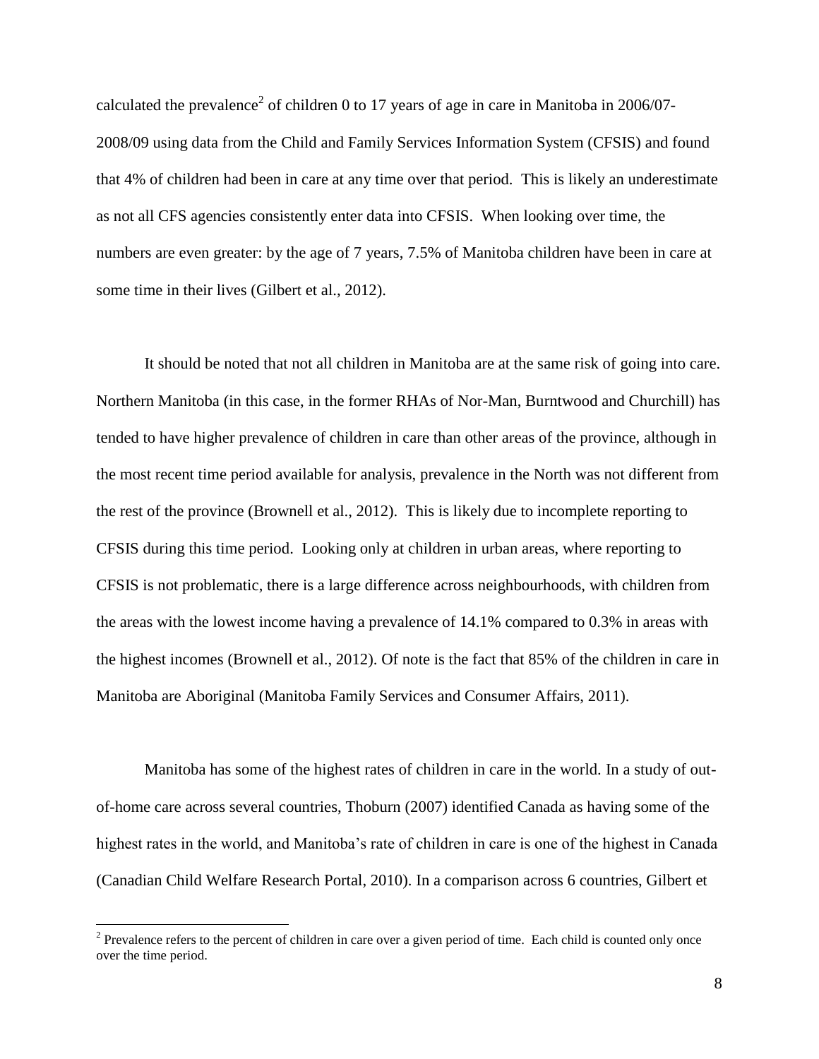calculated the prevalence[2] of children 0 to 17 years of age in care in Manitoba in 2006/07-2008/09 using data from the Child and Family Services Information System (CFSIS) and found that 4% of children had been in care at any time over that period. This is likely an underestimate as not all CFS agencies consistently enter data into CFSIS. When looking over time, the numbers are even greater: by the age of 7 years, 7.5% of Manitoba children have been in care at some time in their lives (Gilbert et al., 2012).

It should be noted that not all children in Manitoba are at the same risk of going into care. Northern Manitoba (in this case, in the former RHAs of Nor-Man, Burntwood and Churchill) has tended to have higher prevalence of children in care than other areas of the province, although in the most recent time period available for analysis, prevalence in the North was not different from the rest of the province (Brownell et al., 2012). This is likely due to incomplete reporting to CFSIS during this time period. Looking only at children in urban areas, where reporting to CFSIS is not problematic, there is a large difference across neighbourhoods, with children from the areas with the lowest income having a prevalence of 14.1% compared to 0.3% in areas with the highest incomes (Brownell et al., 2012). Of note is the fact that 85% of the children in care in Manitoba are Aboriginal (Manitoba Family Services and Consumer Affairs, 2011).

Manitoba has some of the highest rates of children in care in the world. In a study of out-of-home care across several countries, Thoburn (2007) identified Canada as having some of the highest rates in the world, and Manitoba's rate of children in care is one of the highest in Canada (Canadian Child Welfare Research Portal, 2010). In a comparison across 6 countries, Gilbert et

[2] Prevalence refers to the percent of children in care over a given period of time. Each child is counted only once over the time period.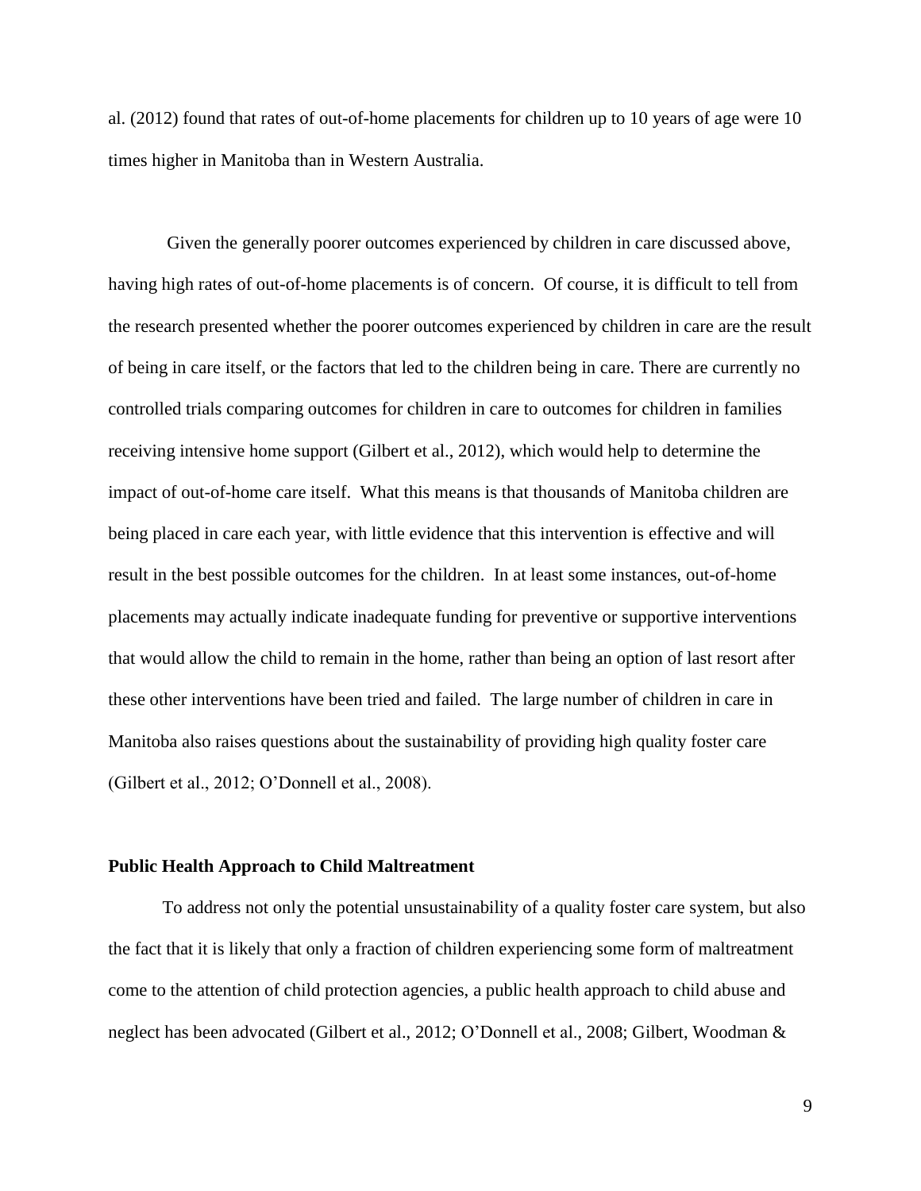al. (2012) found that rates of out-of-home placements for children up to 10 years of age were 10 times higher in Manitoba than in Western Australia.

Given the generally poorer outcomes experienced by children in care discussed above, having high rates of out-of-home placements is of concern. Of course, it is difficult to tell from the research presented whether the poorer outcomes experienced by children in care are the result of being in care itself, or the factors that led to the children being in care. There are currently no controlled trials comparing outcomes for children in care to outcomes for children in families receiving intensive home support (Gilbert et al., 2012), which would help to determine the impact of out-of-home care itself. What this means is that thousands of Manitoba children are being placed in care each year, with little evidence that this intervention is effective and will result in the best possible outcomes for the children. In at least some instances, out-of-home placements may actually indicate inadequate funding for preventive or supportive interventions that would allow the child to remain in the home, rather than being an option of last resort after these other interventions have been tried and failed. The large number of children in care in Manitoba also raises questions about the sustainability of providing high quality foster care (Gilbert et al., 2012; O'Donnell et al., 2008).

**Public Health Approach to Child Maltreatment**

To address not only the potential unsustainability of a quality foster care system, but also the fact that it is likely that only a fraction of children experiencing some form of maltreatment come to the attention of child protection agencies, a public health approach to child abuse and neglect has been advocated (Gilbert et al., 2012; O'Donnell et al., 2008; Gilbert, Woodman &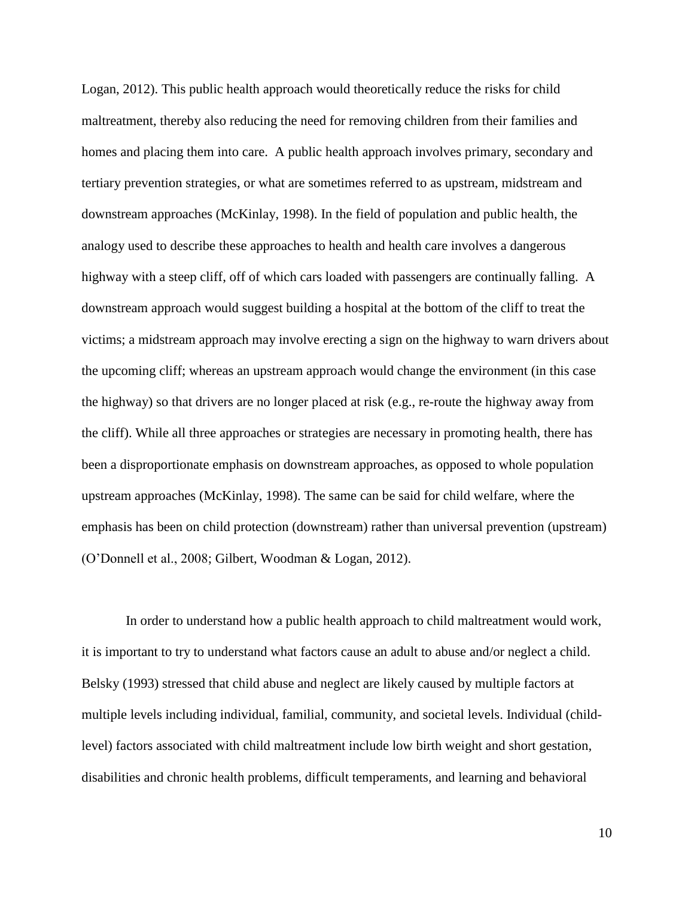Logan, 2012). This public health approach would theoretically reduce the risks for child maltreatment, thereby also reducing the need for removing children from their families and homes and placing them into care. A public health approach involves primary, secondary and tertiary prevention strategies, or what are sometimes referred to as upstream, midstream and downstream approaches (McKinlay, 1998). In the field of population and public health, the analogy used to describe these approaches to health and health care involves a dangerous highway with a steep cliff, off of which cars loaded with passengers are continually falling. A downstream approach would suggest building a hospital at the bottom of the cliff to treat the victims; a midstream approach may involve erecting a sign on the highway to warn drivers about the upcoming cliff; whereas an upstream approach would change the environment (in this case the highway) so that drivers are no longer placed at risk (e.g., re-route the highway away from the cliff). While all three approaches or strategies are necessary in promoting health, there has been a disproportionate emphasis on downstream approaches, as opposed to whole population upstream approaches (McKinlay, 1998). The same can be said for child welfare, where the emphasis has been on child protection (downstream) rather than universal prevention (upstream) (O'Donnell et al., 2008; Gilbert, Woodman & Logan, 2012).

In order to understand how a public health approach to child maltreatment would work, it is important to try to understand what factors cause an adult to abuse and/or neglect a child. Belsky (1993) stressed that child abuse and neglect are likely caused by multiple factors at multiple levels including individual, familial, community, and societal levels. Individual (child-level) factors associated with child maltreatment include low birth weight and short gestation, disabilities and chronic health problems, difficult temperaments, and learning and behavioral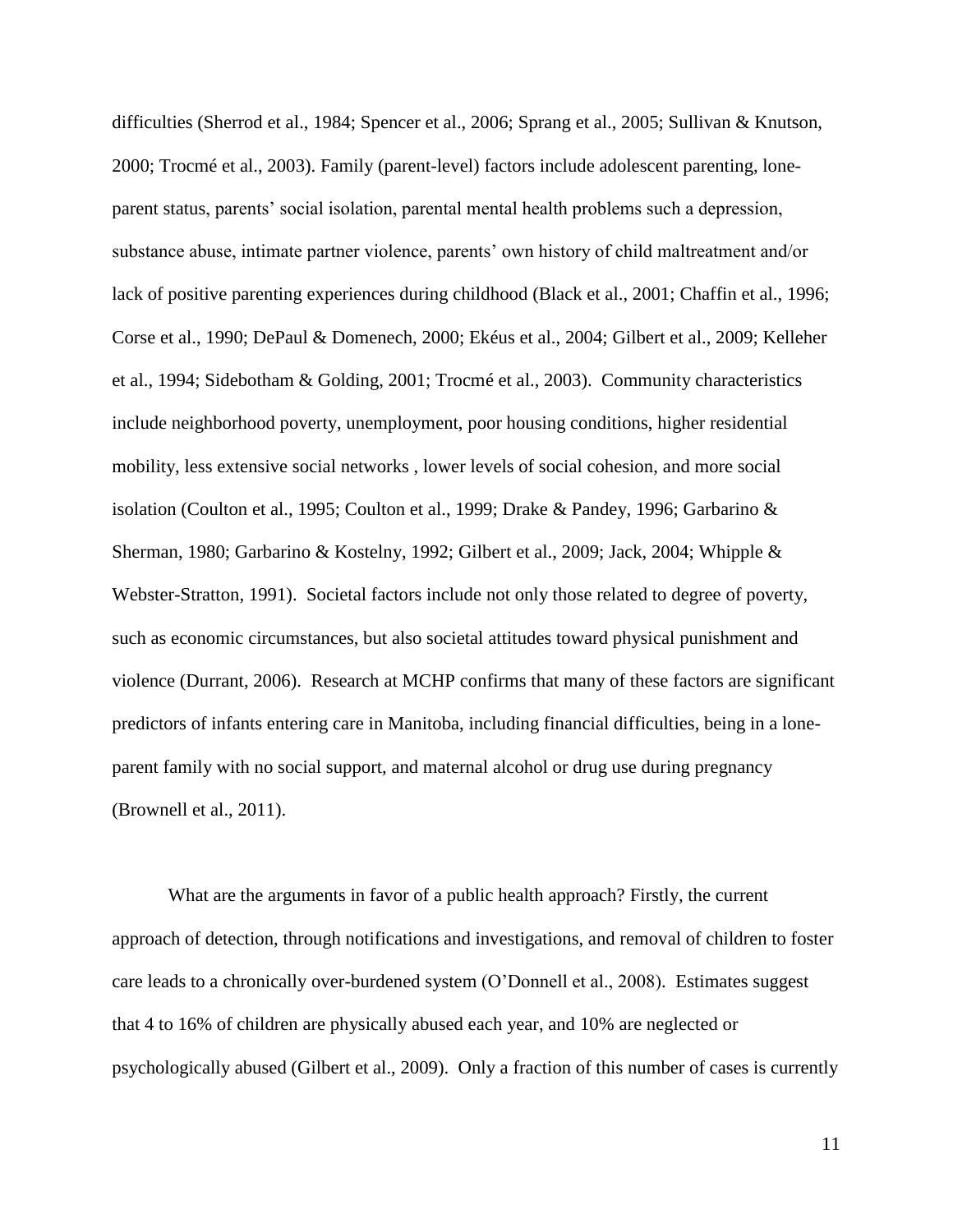difficulties (Sherrod et al., 1984; Spencer et al., 2006; Sprang et al., 2005; Sullivan & Knutson, 2000; Trocmé et al., 2003). Family (parent-level) factors include adolescent parenting, lone-parent status, parents' social isolation, parental mental health problems such a depression, substance abuse, intimate partner violence, parents' own history of child maltreatment and/or lack of positive parenting experiences during childhood (Black et al., 2001; Chaffin et al., 1996; Corse et al., 1990; DePaul & Domenech, 2000; Ekéus et al., 2004; Gilbert et al., 2009; Kelleher et al., 1994; Sidebotham & Golding, 2001; Trocmé et al., 2003). Community characteristics include neighborhood poverty, unemployment, poor housing conditions, higher residential mobility, less extensive social networks , lower levels of social cohesion, and more social isolation (Coulton et al., 1995; Coulton et al., 1999; Drake & Pandey, 1996; Garbarino & Sherman, 1980; Garbarino & Kostelny, 1992; Gilbert et al., 2009; Jack, 2004; Whipple & Webster-Stratton, 1991). Societal factors include not only those related to degree of poverty, such as economic circumstances, but also societal attitudes toward physical punishment and violence (Durrant, 2006). Research at MCHP confirms that many of these factors are significant predictors of infants entering care in Manitoba, including financial difficulties, being in a lone-parent family with no social support, and maternal alcohol or drug use during pregnancy (Brownell et al., 2011).

What are the arguments in favor of a public health approach? Firstly, the current approach of detection, through notifications and investigations, and removal of children to foster care leads to a chronically over-burdened system (O'Donnell et al., 2008). Estimates suggest that 4 to 16% of children are physically abused each year, and 10% are neglected or psychologically abused (Gilbert et al., 2009). Only a fraction of this number of cases is currently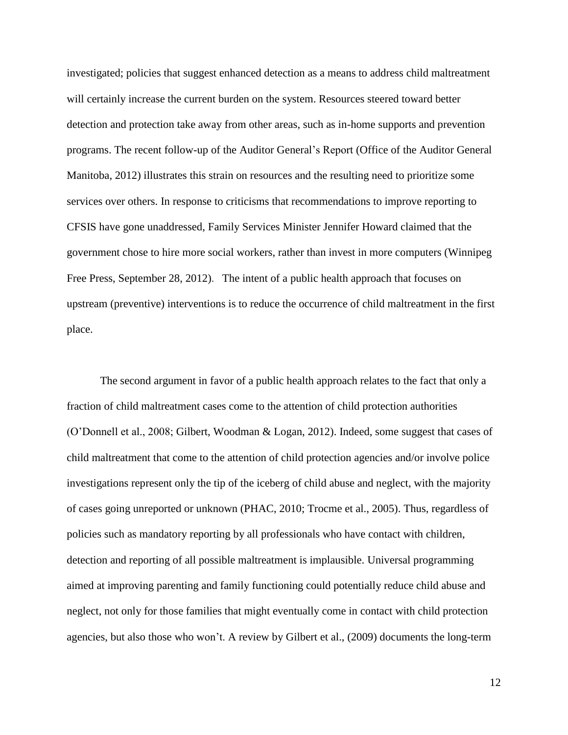investigated; policies that suggest enhanced detection as a means to address child maltreatment will certainly increase the current burden on the system. Resources steered toward better detection and protection take away from other areas, such as in-home supports and prevention programs. The recent follow-up of the Auditor General's Report (Office of the Auditor General Manitoba, 2012) illustrates this strain on resources and the resulting need to prioritize some services over others. In response to criticisms that recommendations to improve reporting to CFSIS have gone unaddressed, Family Services Minister Jennifer Howard claimed that the government chose to hire more social workers, rather than invest in more computers (Winnipeg Free Press, September 28, 2012). The intent of a public health approach that focuses on upstream (preventive) interventions is to reduce the occurrence of child maltreatment in the first place.

The second argument in favor of a public health approach relates to the fact that only a fraction of child maltreatment cases come to the attention of child protection authorities (O'Donnell et al., 2008; Gilbert, Woodman & Logan, 2012). Indeed, some suggest that cases of child maltreatment that come to the attention of child protection agencies and/or involve police investigations represent only the tip of the iceberg of child abuse and neglect, with the majority of cases going unreported or unknown (PHAC, 2010; Trocme et al., 2005). Thus, regardless of policies such as mandatory reporting by all professionals who have contact with children, detection and reporting of all possible maltreatment is implausible. Universal programming aimed at improving parenting and family functioning could potentially reduce child abuse and neglect, not only for those families that might eventually come in contact with child protection agencies, but also those who won't. A review by Gilbert et al., (2009) documents the long-term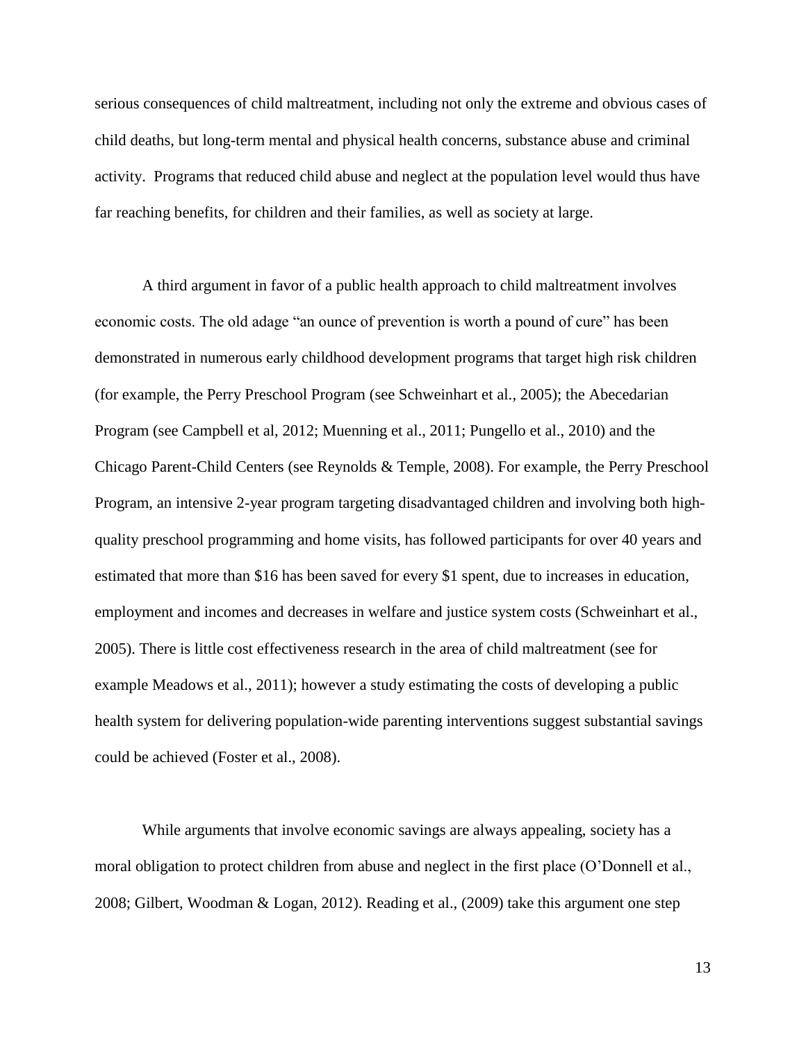serious consequences of child maltreatment, including not only the extreme and obvious cases of child deaths, but long-term mental and physical health concerns, substance abuse and criminal activity. Programs that reduced child abuse and neglect at the population level would thus have far reaching benefits, for children and their families, as well as society at large.

A third argument in favor of a public health approach to child maltreatment involves economic costs. The old adage "an ounce of prevention is worth a pound of cure" has been demonstrated in numerous early childhood development programs that target high risk children (for example, the Perry Preschool Program (see Schweinhart et al., 2005); the Abecedarian Program (see Campbell et al, 2012; Muenning et al., 2011; Pungello et al., 2010) and the Chicago Parent-Child Centers (see Reynolds & Temple, 2008). For example, the Perry Preschool Program, an intensive 2-year program targeting disadvantaged children and involving both high-quality preschool programming and home visits, has followed participants for over 40 years and estimated that more than $16 has been saved for every $1 spent, due to increases in education, employment and incomes and decreases in welfare and justice system costs (Schweinhart et al., 2005). There is little cost effectiveness research in the area of child maltreatment (see for example Meadows et al., 2011); however a study estimating the costs of developing a public health system for delivering population-wide parenting interventions suggest substantial savings could be achieved (Foster et al., 2008).

While arguments that involve economic savings are always appealing, society has a moral obligation to protect children from abuse and neglect in the first place (O'Donnell et al., 2008; Gilbert, Woodman & Logan, 2012). Reading et al., (2009) take this argument one step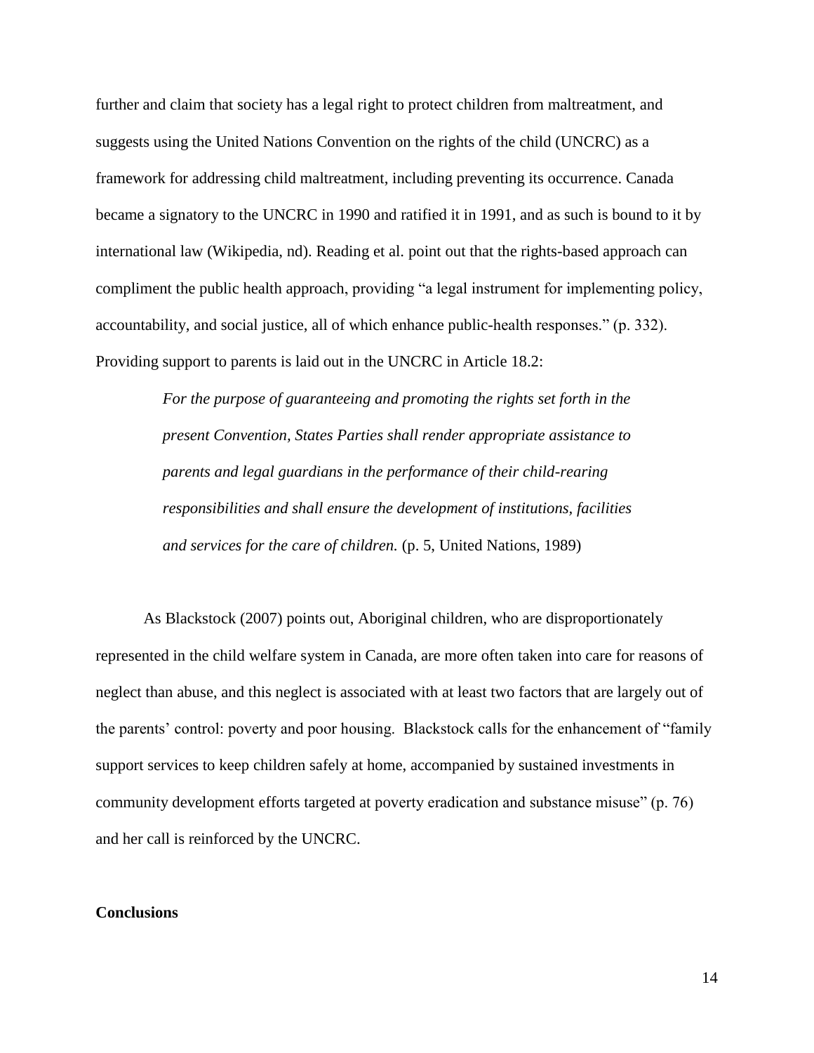further and claim that society has a legal right to protect children from maltreatment, and suggests using the United Nations Convention on the rights of the child (UNCRC) as a framework for addressing child maltreatment, including preventing its occurrence. Canada became a signatory to the UNCRC in 1990 and ratified it in 1991, and as such is bound to it by international law (Wikipedia, nd). Reading et al. point out that the rights-based approach can compliment the public health approach, providing "a legal instrument for implementing policy, accountability, and social justice, all of which enhance public-health responses." (p. 332). Providing support to parents is laid out in the UNCRC in Article 18.2:

> *For the purpose of guaranteeing and promoting the rights set forth in the present Convention, States Parties shall render appropriate assistance to parents and legal guardians in the performance of their child-rearing responsibilities and shall ensure the development of institutions, facilities and services for the care of children.* (p. 5, United Nations, 1989)

As Blackstock (2007) points out, Aboriginal children, who are disproportionately represented in the child welfare system in Canada, are more often taken into care for reasons of neglect than abuse, and this neglect is associated with at least two factors that are largely out of the parents' control: poverty and poor housing. Blackstock calls for the enhancement of "family support services to keep children safely at home, accompanied by sustained investments in community development efforts targeted at poverty eradication and substance misuse" (p. 76) and her call is reinforced by the UNCRC.

**Conclusions**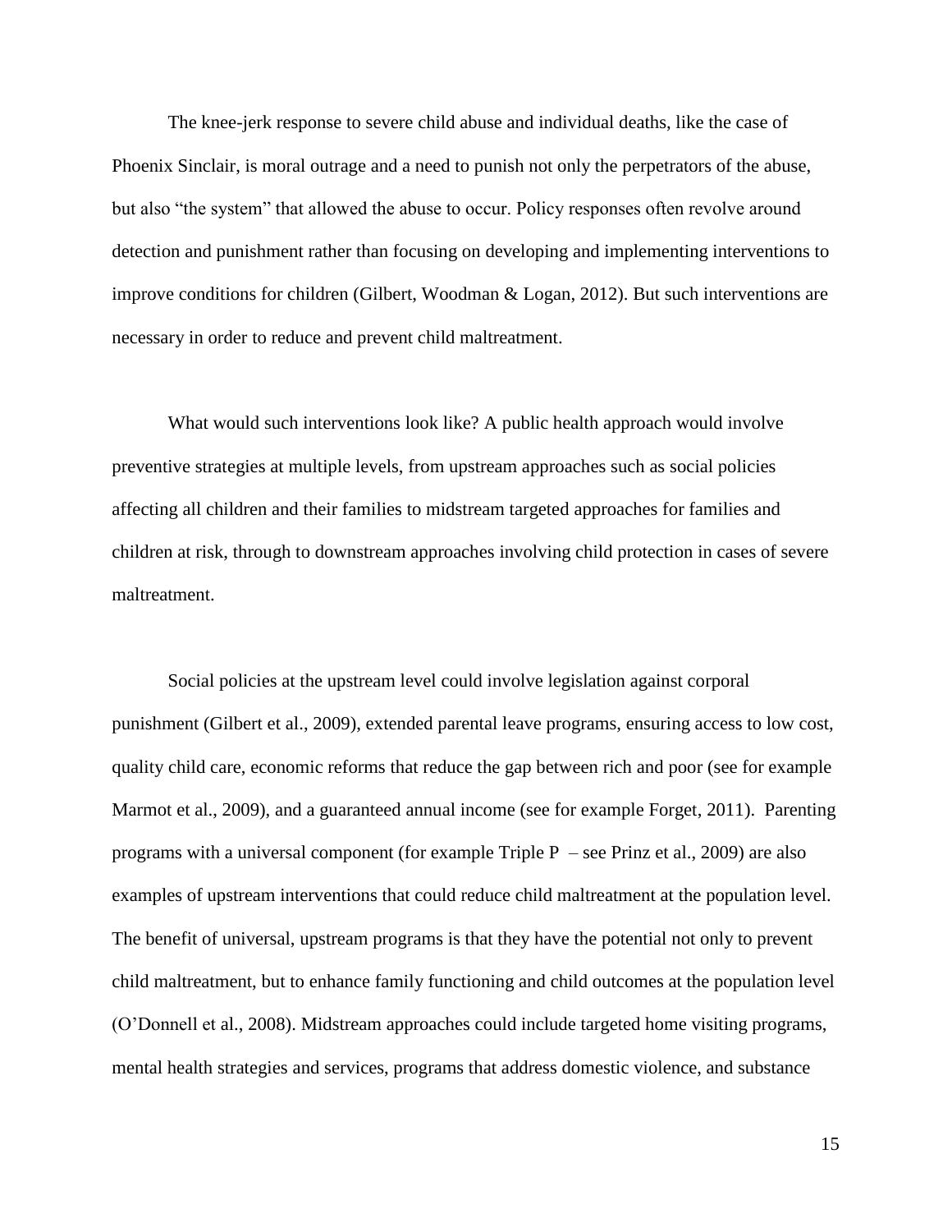The knee-jerk response to severe child abuse and individual deaths, like the case of Phoenix Sinclair, is moral outrage and a need to punish not only the perpetrators of the abuse, but also "the system" that allowed the abuse to occur. Policy responses often revolve around detection and punishment rather than focusing on developing and implementing interventions to improve conditions for children (Gilbert, Woodman & Logan, 2012). But such interventions are necessary in order to reduce and prevent child maltreatment.

What would such interventions look like? A public health approach would involve preventive strategies at multiple levels, from upstream approaches such as social policies affecting all children and their families to midstream targeted approaches for families and children at risk, through to downstream approaches involving child protection in cases of severe maltreatment.

Social policies at the upstream level could involve legislation against corporal punishment (Gilbert et al., 2009), extended parental leave programs, ensuring access to low cost, quality child care, economic reforms that reduce the gap between rich and poor (see for example Marmot et al., 2009), and a guaranteed annual income (see for example Forget, 2011). Parenting programs with a universal component (for example Triple P – see Prinz et al., 2009) are also examples of upstream interventions that could reduce child maltreatment at the population level. The benefit of universal, upstream programs is that they have the potential not only to prevent child maltreatment, but to enhance family functioning and child outcomes at the population level (O'Donnell et al., 2008). Midstream approaches could include targeted home visiting programs, mental health strategies and services, programs that address domestic violence, and substance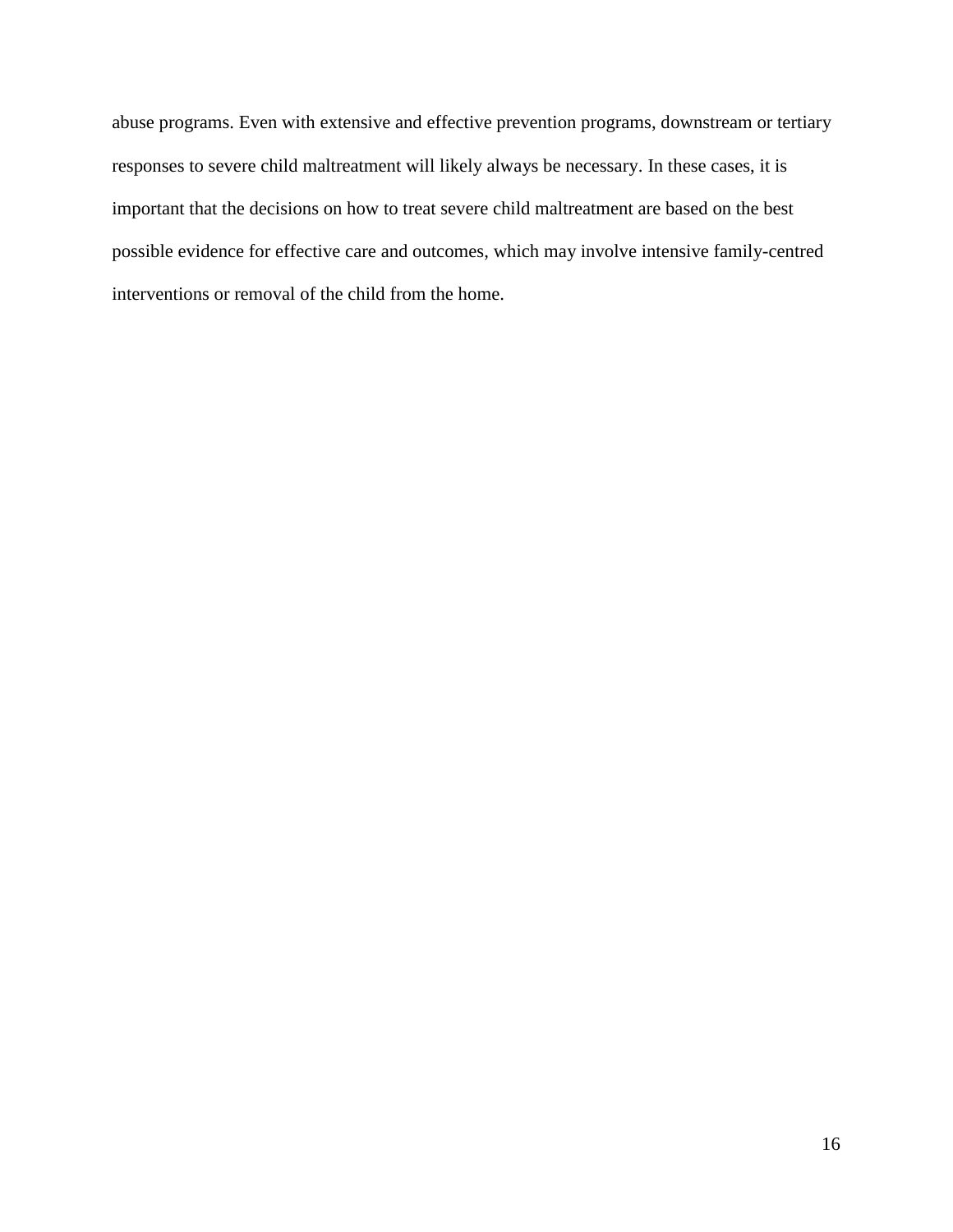abuse programs. Even with extensive and effective prevention programs, downstream or tertiary responses to severe child maltreatment will likely always be necessary. In these cases, it is important that the decisions on how to treat severe child maltreatment are based on the best possible evidence for effective care and outcomes, which may involve intensive family-centred interventions or removal of the child from the home.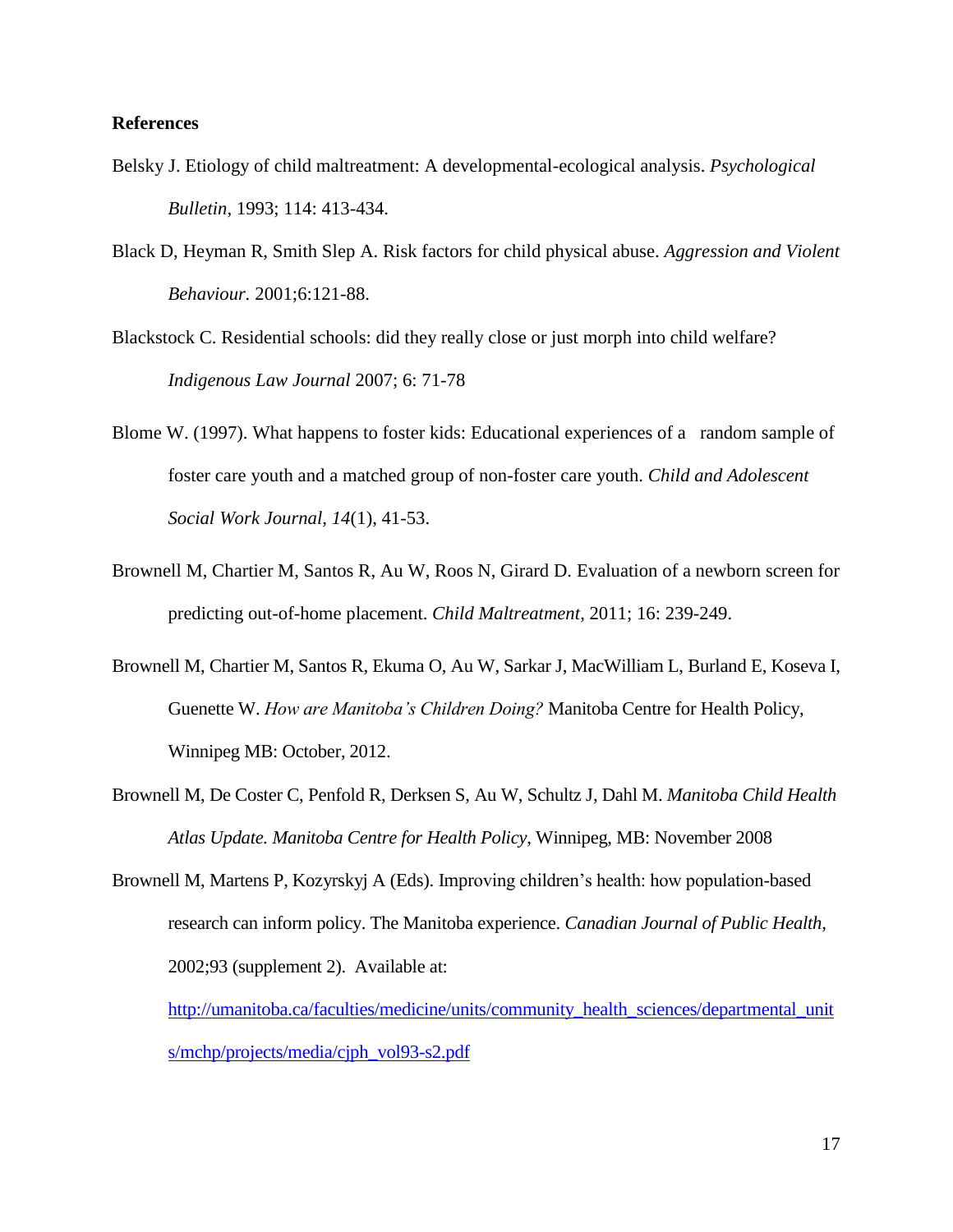**References**

Belsky J. Etiology of child maltreatment: A developmental-ecological analysis. *Psychological Bulletin*, 1993; 114: 413-434.

Black D, Heyman R, Smith Slep A. Risk factors for child physical abuse. *Aggression and Violent Behaviour.* 2001;6:121-88.

Blackstock C. Residential schools: did they really close or just morph into child welfare? *Indigenous Law Journal* 2007; 6: 71-78

Blome W. (1997). What happens to foster kids: Educational experiences of a random sample of foster care youth and a matched group of non-foster care youth. *Child and Adolescent Social Work Journal*, *14*(1), 41-53.

Brownell M, Chartier M, Santos R, Au W, Roos N, Girard D. Evaluation of a newborn screen for predicting out-of-home placement. *Child Maltreatment*, 2011; 16: 239-249.

Brownell M, Chartier M, Santos R, Ekuma O, Au W, Sarkar J, MacWilliam L, Burland E, Koseva I, Guenette W. *How are Manitoba's Children Doing?* Manitoba Centre for Health Policy, Winnipeg MB: October, 2012.

Brownell M, De Coster C, Penfold R, Derksen S, Au W, Schultz J, Dahl M. *Manitoba Child Health Atlas Update. Manitoba Centre for Health Policy*, Winnipeg, MB: November 2008

Brownell M, Martens P, Kozyrskyj A (Eds). Improving children's health: how population-based research can inform policy. The Manitoba experience. *Canadian Journal of Public Health,* 2002;93 (supplement 2). Available at: http://umanitoba.ca/faculties/medicine/units/community_health_sciences/departmental_units/mchp/projects/media/cjph_vol93-s2.pdf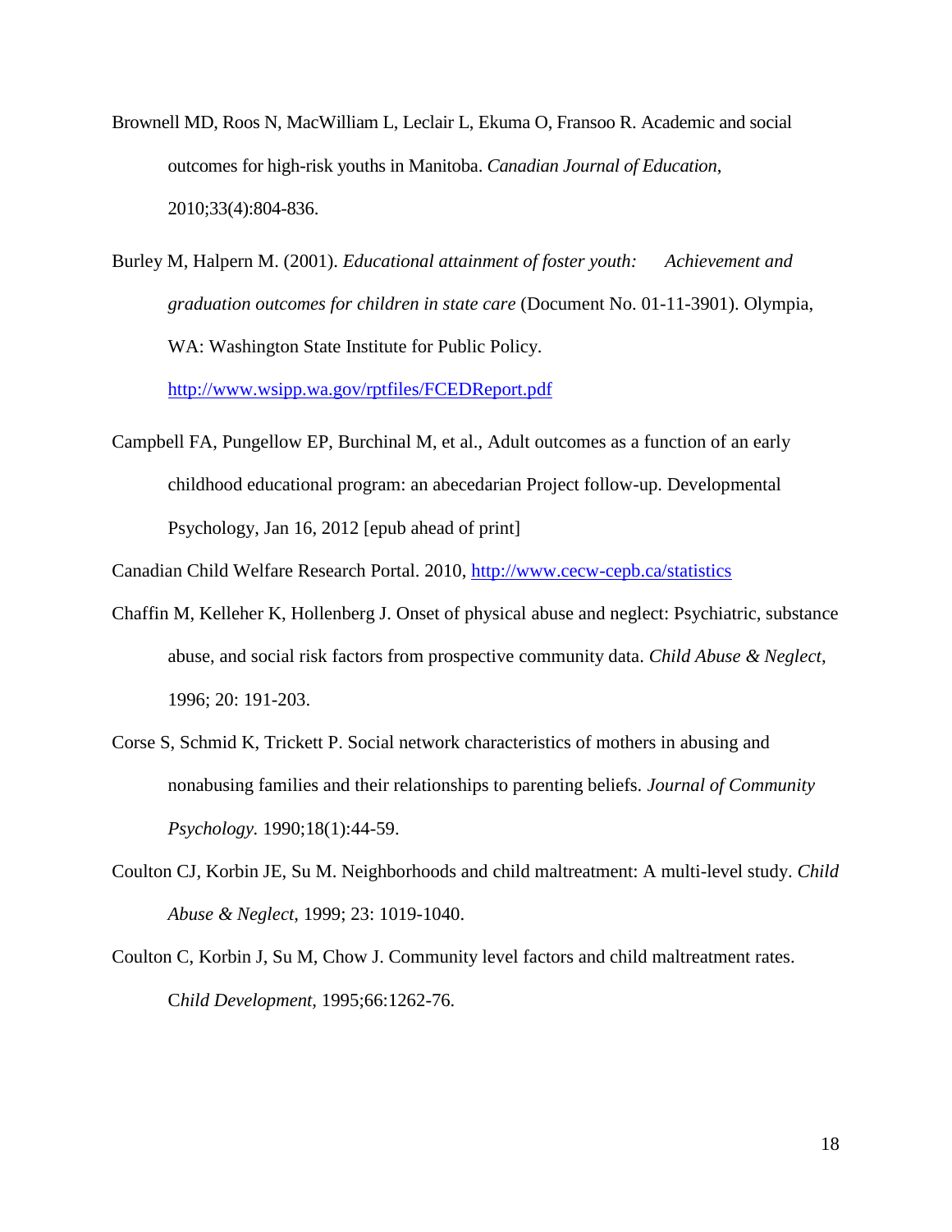Brownell MD, Roos N, MacWilliam L, Leclair L, Ekuma O, Fransoo R. Academic and social outcomes for high-risk youths in Manitoba. *Canadian Journal of Education*, 2010;33(4):804-836.

Burley M, Halpern M. (2001). *Educational attainment of foster youth: Achievement and graduation outcomes for children in state care* (Document No. 01-11-3901). Olympia, WA: Washington State Institute for Public Policy. http://www.wsipp.wa.gov/rptfiles/FCEDReport.pdf

Campbell FA, Pungellow EP, Burchinal M, et al., Adult outcomes as a function of an early childhood educational program: an abecedarian Project follow-up. Developmental Psychology, Jan 16, 2012 [epub ahead of print]

Canadian Child Welfare Research Portal. 2010, http://www.cecw-cepb.ca/statistics

Chaffin M, Kelleher K, Hollenberg J. Onset of physical abuse and neglect: Psychiatric, substance abuse, and social risk factors from prospective community data. *Child Abuse & Neglect*, 1996; 20: 191-203.

Corse S, Schmid K, Trickett P. Social network characteristics of mothers in abusing and nonabusing families and their relationships to parenting beliefs. *Journal of Community Psychology.* 1990;18(1):44-59.

Coulton CJ, Korbin JE, Su M. Neighborhoods and child maltreatment: A multi-level study. *Child Abuse & Neglect*, 1999; 23: 1019-1040.

Coulton C, Korbin J, Su M, Chow J. Community level factors and child maltreatment rates. C*hild Development*, 1995;66:1262-76.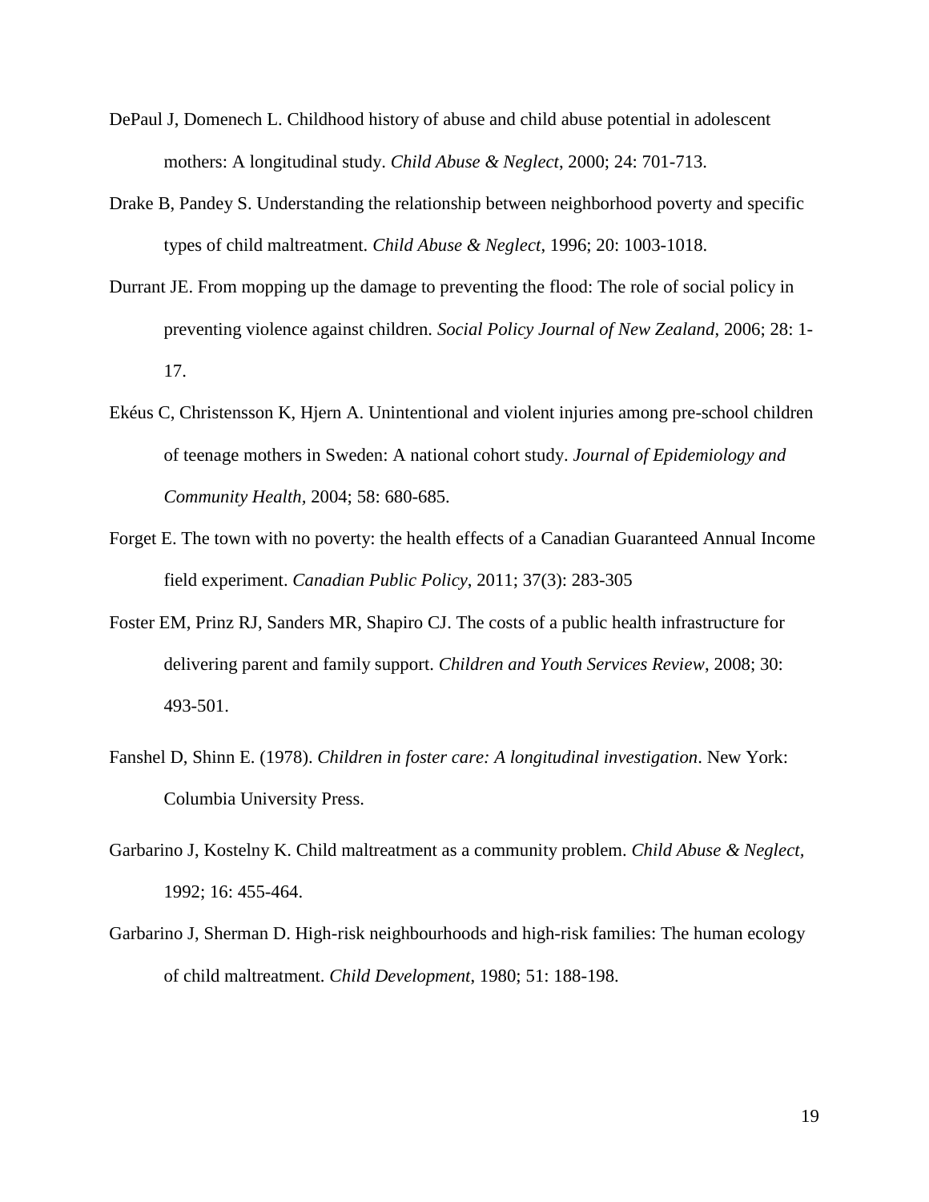DePaul J, Domenech L. Childhood history of abuse and child abuse potential in adolescent mothers: A longitudinal study. *Child Abuse & Neglect*, 2000; 24: 701-713.

Drake B, Pandey S. Understanding the relationship between neighborhood poverty and specific types of child maltreatment. *Child Abuse & Neglect*, 1996; 20: 1003-1018.

Durrant JE. From mopping up the damage to preventing the flood: The role of social policy in preventing violence against children. *Social Policy Journal of New Zealand*, 2006; 28: 1-17.

Ekéus C, Christensson K, Hjern A. Unintentional and violent injuries among pre-school children of teenage mothers in Sweden: A national cohort study. *Journal of Epidemiology and Community Health*, 2004; 58: 680-685.

Forget E. The town with no poverty: the health effects of a Canadian Guaranteed Annual Income field experiment. *Canadian Public Policy*, 2011; 37(3): 283-305

Foster EM, Prinz RJ, Sanders MR, Shapiro CJ. The costs of a public health infrastructure for delivering parent and family support. *Children and Youth Services Review*, 2008; 30: 493-501.

Fanshel D, Shinn E. (1978). *Children in foster care: A longitudinal investigation*. New York: Columbia University Press.

Garbarino J, Kostelny K. Child maltreatment as a community problem. *Child Abuse & Neglect*, 1992; 16: 455-464.

Garbarino J, Sherman D. High-risk neighbourhoods and high-risk families: The human ecology of child maltreatment. *Child Development*, 1980; 51: 188-198.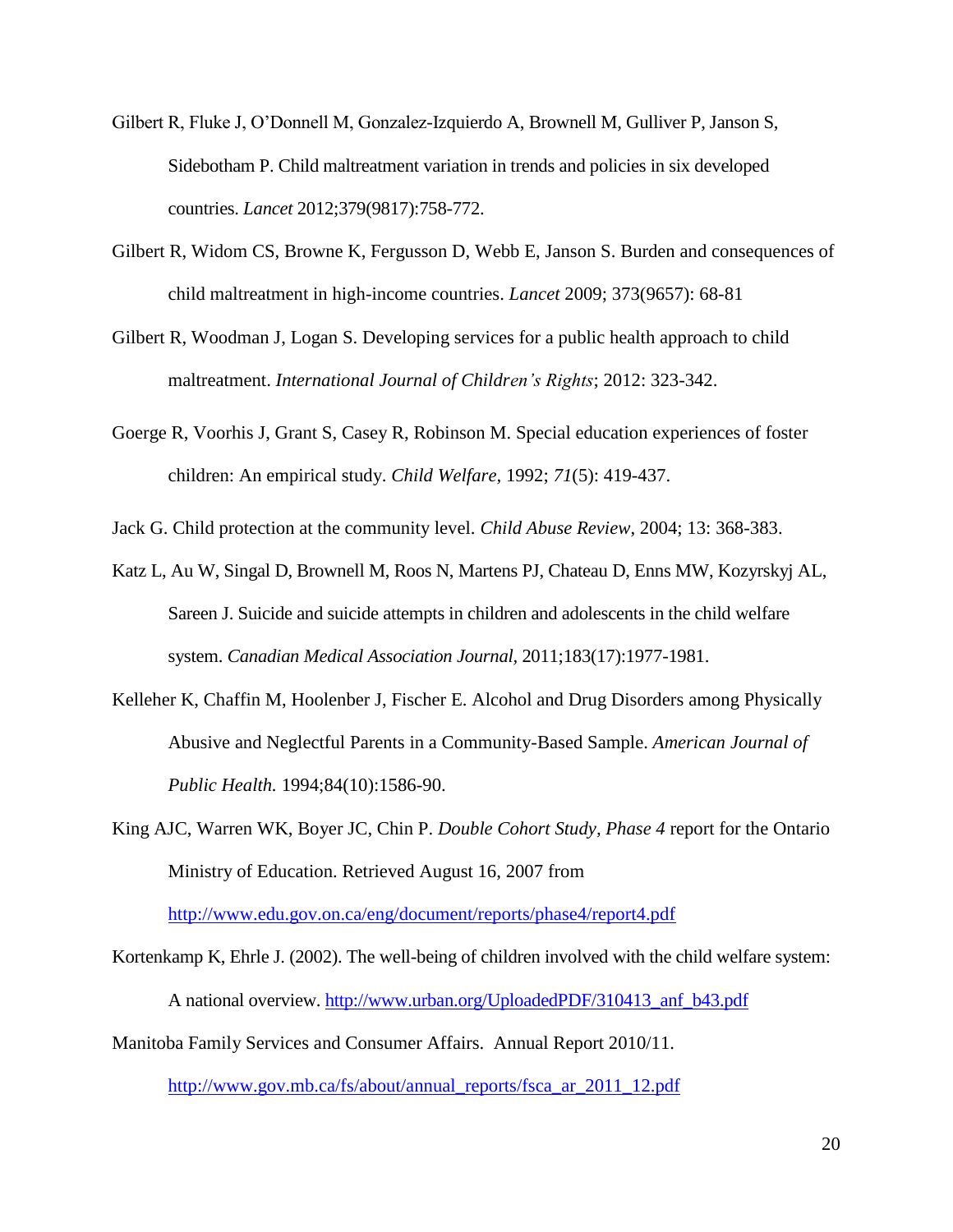Gilbert R, Fluke J, O'Donnell M, Gonzalez-Izquierdo A, Brownell M, Gulliver P, Janson S, Sidebotham P. Child maltreatment variation in trends and policies in six developed countries. *Lancet* 2012;379(9817):758-772.

Gilbert R, Widom CS, Browne K, Fergusson D, Webb E, Janson S. Burden and consequences of child maltreatment in high-income countries. *Lancet* 2009; 373(9657): 68-81

Gilbert R, Woodman J, Logan S. Developing services for a public health approach to child maltreatment. *International Journal of Children's Rights*; 2012: 323-342.

Goerge R, Voorhis J, Grant S, Casey R, Robinson M. Special education experiences of foster children: An empirical study. *Child Welfare*, 1992; *71*(5): 419-437.

Jack G. Child protection at the community level. *Child Abuse Review*, 2004; 13: 368-383.

Katz L, Au W, Singal D, Brownell M, Roos N, Martens PJ, Chateau D, Enns MW, Kozyrskyj AL, Sareen J. Suicide and suicide attempts in children and adolescents in the child welfare system. *Canadian Medical Association Journal*, 2011;183(17):1977-1981.

Kelleher K, Chaffin M, Hoolenber J, Fischer E. Alcohol and Drug Disorders among Physically Abusive and Neglectful Parents in a Community-Based Sample. *American Journal of Public Health.* 1994;84(10):1586-90.

King AJC, Warren WK, Boyer JC, Chin P. *Double Cohort Study, Phase 4* report for the Ontario Ministry of Education. Retrieved August 16, 2007 from http://www.edu.gov.on.ca/eng/document/reports/phase4/report4.pdf

Kortenkamp K, Ehrle J. (2002). The well-being of children involved with the child welfare system: A national overview. http://www.urban.org/UploadedPDF/310413_anf_b43.pdf

Manitoba Family Services and Consumer Affairs. Annual Report 2010/11. http://www.gov.mb.ca/fs/about/annual_reports/fsca_ar_2011_12.pdf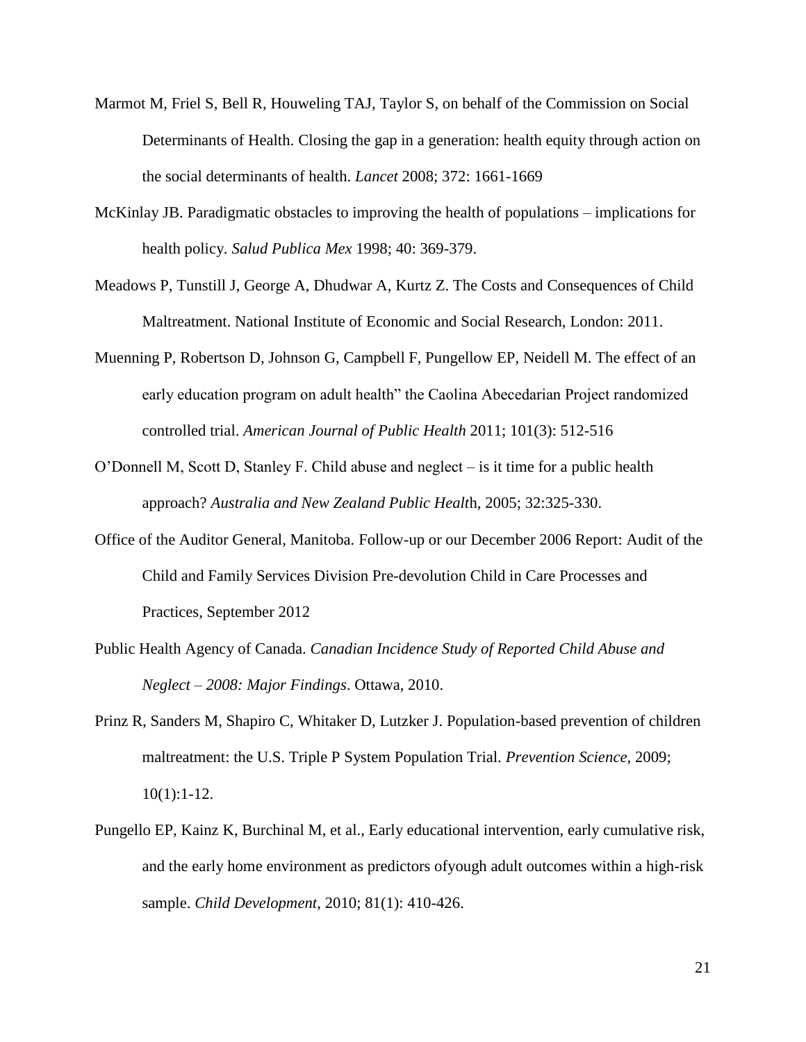Marmot M, Friel S, Bell R, Houweling TAJ, Taylor S, on behalf of the Commission on Social Determinants of Health. Closing the gap in a generation: health equity through action on the social determinants of health. *Lancet* 2008; 372: 1661-1669

McKinlay JB. Paradigmatic obstacles to improving the health of populations – implications for health policy. *Salud Publica Mex* 1998; 40: 369-379.

Meadows P, Tunstill J, George A, Dhudwar A, Kurtz Z. The Costs and Consequences of Child Maltreatment. National Institute of Economic and Social Research, London: 2011.

Muenning P, Robertson D, Johnson G, Campbell F, Pungellow EP, Neidell M. The effect of an early education program on adult health" the Caolina Abecedarian Project randomized controlled trial. *American Journal of Public Health* 2011; 101(3): 512-516

O'Donnell M, Scott D, Stanley F. Child abuse and neglect – is it time for a public health approach? *Australia and New Zealand Public Healt*h, 2005; 32:325-330.

Office of the Auditor General, Manitoba. Follow-up or our December 2006 Report: Audit of the Child and Family Services Division Pre-devolution Child in Care Processes and Practices, September 2012

Public Health Agency of Canada. *Canadian Incidence Study of Reported Child Abuse and Neglect – 2008: Major Findings*. Ottawa, 2010.

Prinz R, Sanders M, Shapiro C, Whitaker D, Lutzker J. Population-based prevention of children maltreatment: the U.S. Triple P System Population Trial. *Prevention Science*, 2009; 10(1):1-12.

Pungello EP, Kainz K, Burchinal M, et al., Early educational intervention, early cumulative risk, and the early home environment as predictors ofyough adult outcomes within a high-risk sample. *Child Development*, 2010; 81(1): 410-426.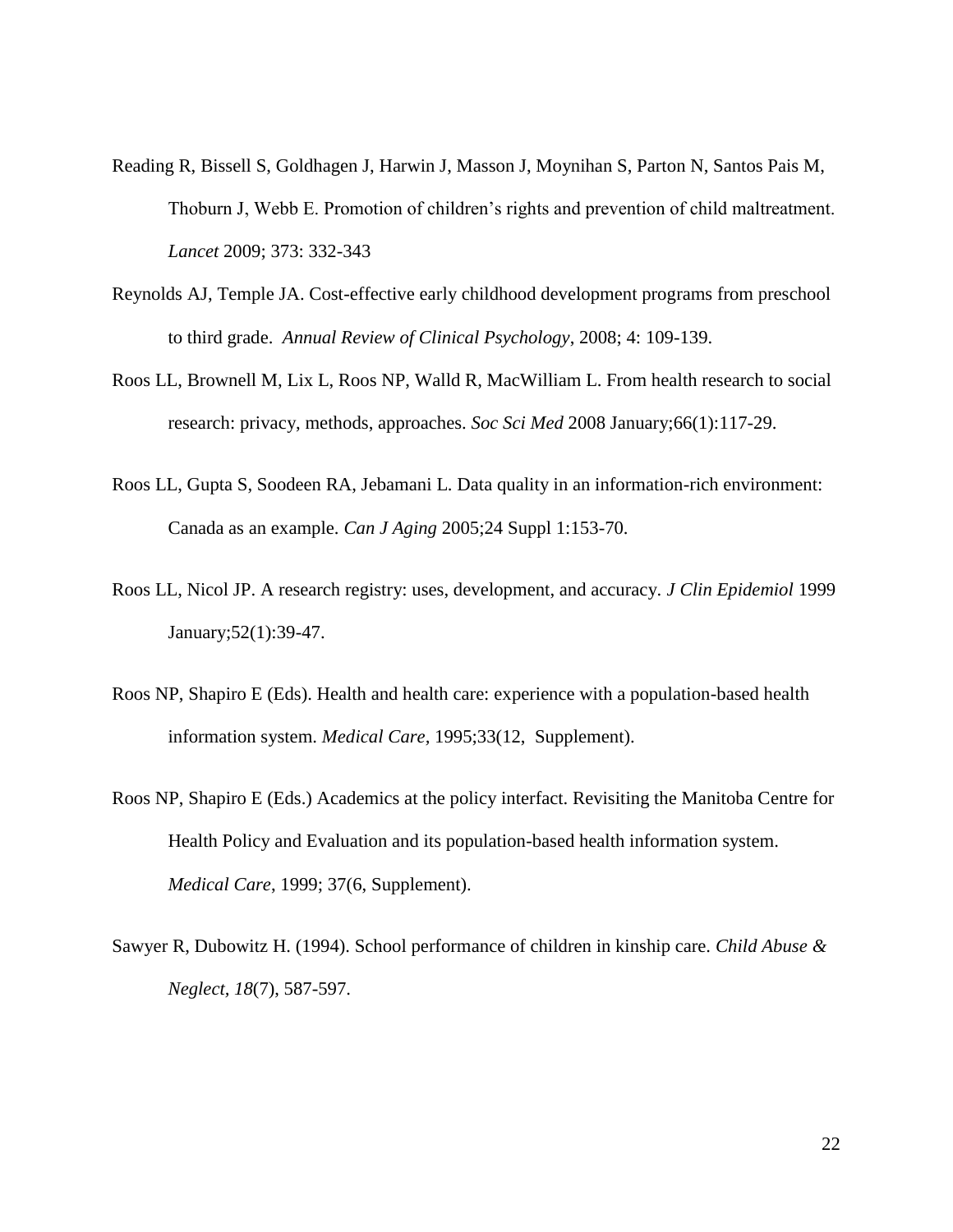Reading R, Bissell S, Goldhagen J, Harwin J, Masson J, Moynihan S, Parton N, Santos Pais M, Thoburn J, Webb E. Promotion of children's rights and prevention of child maltreatment. *Lancet* 2009; 373: 332-343

Reynolds AJ, Temple JA. Cost-effective early childhood development programs from preschool to third grade. *Annual Review of Clinical Psychology*, 2008; 4: 109-139.

Roos LL, Brownell M, Lix L, Roos NP, Walld R, MacWilliam L. From health research to social research: privacy, methods, approaches. *Soc Sci Med* 2008 January;66(1):117-29.

Roos LL, Gupta S, Soodeen RA, Jebamani L. Data quality in an information-rich environment: Canada as an example. *Can J Aging* 2005;24 Suppl 1:153-70.

Roos LL, Nicol JP. A research registry: uses, development, and accuracy. *J Clin Epidemiol* 1999 January;52(1):39-47.

Roos NP, Shapiro E (Eds). Health and health care: experience with a population-based health information system. *Medical Care*, 1995;33(12, Supplement).

Roos NP, Shapiro E (Eds.) Academics at the policy interfact. Revisiting the Manitoba Centre for Health Policy and Evaluation and its population-based health information system. *Medical Care*, 1999; 37(6, Supplement).

Sawyer R, Dubowitz H. (1994). School performance of children in kinship care. *Child Abuse & Neglect*, *18*(7), 587-597.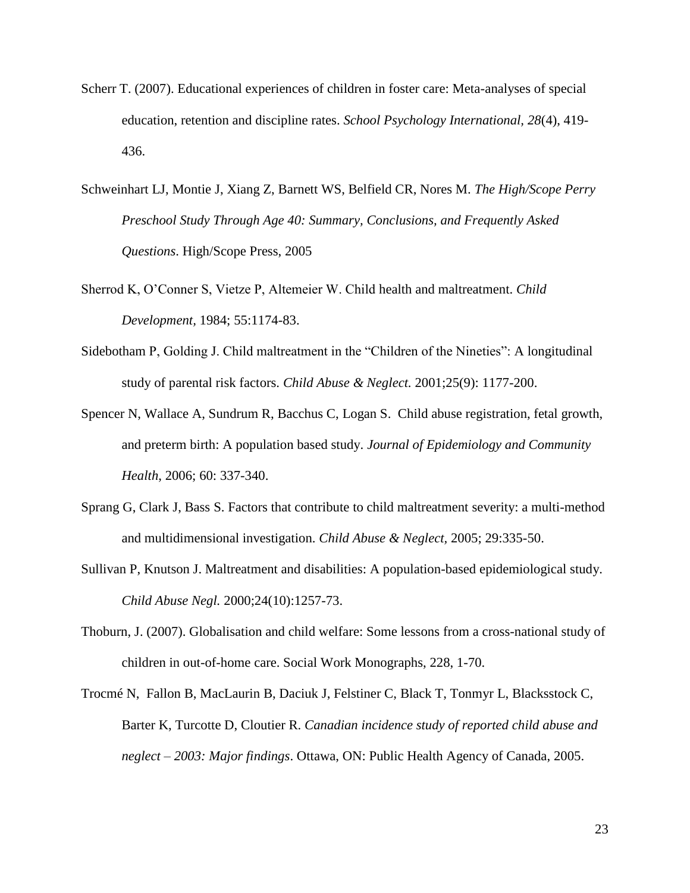Scherr T. (2007). Educational experiences of children in foster care: Meta-analyses of special education, retention and discipline rates. *School Psychology International, 28*(4), 419-436.

Schweinhart LJ, Montie J, Xiang Z, Barnett WS, Belfield CR, Nores M. *The High/Scope Perry Preschool Study Through Age 40: Summary, Conclusions, and Frequently Asked Questions*. High/Scope Press, 2005

Sherrod K, O'Conner S, Vietze P, Altemeier W. Child health and maltreatment. *Child Development,* 1984; 55:1174-83.

Sidebotham P, Golding J. Child maltreatment in the "Children of the Nineties": A longitudinal study of parental risk factors. *Child Abuse & Neglect.* 2001;25(9): 1177-200.

Spencer N, Wallace A, Sundrum R, Bacchus C, Logan S. Child abuse registration, fetal growth, and preterm birth: A population based study. *Journal of Epidemiology and Community Health*, 2006; 60: 337-340.

Sprang G, Clark J, Bass S. Factors that contribute to child maltreatment severity: a multi-method and multidimensional investigation. *Child Abuse & Neglect,* 2005; 29:335-50.

Sullivan P, Knutson J. Maltreatment and disabilities: A population-based epidemiological study. *Child Abuse Negl.* 2000;24(10):1257-73.

Thoburn, J. (2007). Globalisation and child welfare: Some lessons from a cross-national study of children in out-of-home care. Social Work Monographs, 228, 1-70.

Trocmé N, Fallon B, MacLaurin B, Daciuk J, Felstiner C, Black T, Tonmyr L, Blacksstock C, Barter K, Turcotte D, Cloutier R. *Canadian incidence study of reported child abuse and neglect – 2003: Major findings*. Ottawa, ON: Public Health Agency of Canada, 2005.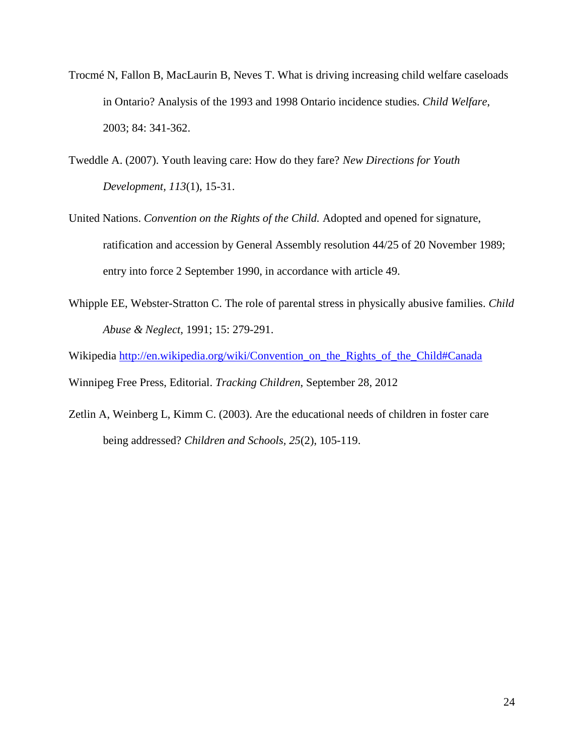Trocmé N, Fallon B, MacLaurin B, Neves T. What is driving increasing child welfare caseloads in Ontario? Analysis of the 1993 and 1998 Ontario incidence studies. *Child Welfare*, 2003; 84: 341-362.

Tweddle A. (2007). Youth leaving care: How do they fare? *New Directions for Youth Development, 113*(1), 15-31.

United Nations. *Convention on the Rights of the Child.* Adopted and opened for signature, ratification and accession by General Assembly resolution 44/25 of 20 November 1989; entry into force 2 September 1990, in accordance with article 49.

Whipple EE, Webster-Stratton C. The role of parental stress in physically abusive families. *Child Abuse & Neglect,* 1991; 15: 279-291.

Wikipedia http://en.wikipedia.org/wiki/Convention_on_the_Rights_of_the_Child#Canada

Winnipeg Free Press, Editorial. *Tracking Children*, September 28, 2012

Zetlin A, Weinberg L, Kimm C. (2003). Are the educational needs of children in foster care being addressed? *Children and Schools, 25*(2), 105-119.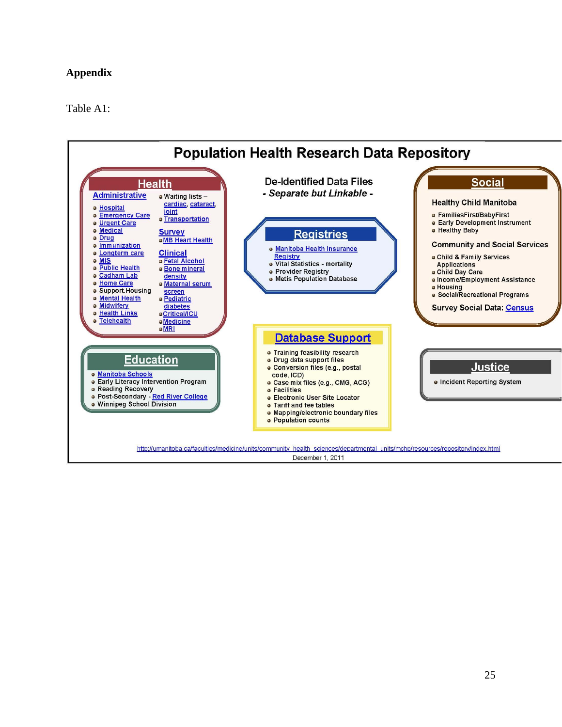**Appendix**

Table A1:

## Population Health Research Data Repository

De-Identified Data Files
*- Separate but Linkable -*

### Health

**Administrative**

- Hospital
- Emergency Care
- Urgent Care
- Medical
- Drug
- Immunization
- Longterm care
- MIS
- Public Health
- Cadham Lab
- Home Care
- Support.Housing
- Mental Health
- Midwifery
- Health Links
- Telehealth
- Waiting lists – cardiac, cataract, joint
- Transportation

**Survey**

- MB Heart Health

**Clinical**

- Fetal Alcohol
- Bone mineral density
- Maternal serum screen
- Pediatric diabetes
- Critical/ICU
- Medicine
- MRI

### Registries

- Manitoba Health Insurance Registry
- Vital Statistics - mortality
- Provider Registry
- Metis Population Database

### Social

**Healthy Child Manitoba**

- FamiliesFirst/BabyFirst
- Early Development Instrument
- Healthy Baby

**Community and Social Services**

- Child & Family Services Applications
- Child Day Care
- Income/Employment Assistance
- Housing
- Social/Recreational Programs

Survey Social Data: Census

### Education

- Manitoba Schools
- Early Literacy Intervention Program
- Reading Recovery
- Post-Secondary - Red River College
- Winnipeg School Division

### Database Support

- Training feasibility research
- Drug data support files
- Conversion files (e.g., postal code, ICD)
- Case mix files (e.g., CMG, ACG)
- Facilities
- Electronic User Site Locator
- Tariff and fee tables
- Mapping/electronic boundary files
- Population counts

### Justice

- Incident Reporting System

http://umanitoba.ca/faculties/medicine/units/community_health_sciences/departmental_units/mchp/resources/repository/index.html
December 1, 2011